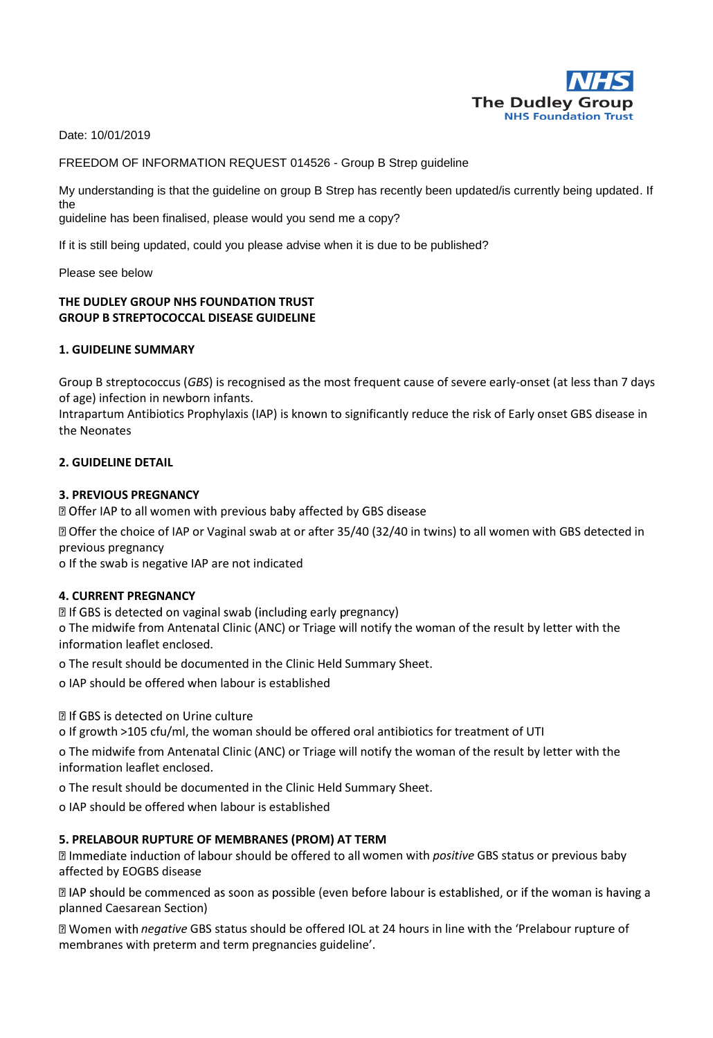The Dudley Group NHS Foundation Trust

Date: 10/01/2019

FREEDOM OF INFORMATION REQUEST 014526 - Group B Strep guideline

My understanding is that the guideline on group B Strep has recently been updated/is currently being updated. If the guideline has been finalised, please would you send me a copy?

If it is still being updated, could you please advise when it is due to be published?

Please see below

**THE DUDLEY GROUP NHS FOUNDATION TRUST**
**GROUP B STREPTOCOCCAL DISEASE GUIDELINE**

**1. GUIDELINE SUMMARY**

Group B streptococcus (*GBS*) is recognised as the most frequent cause of severe early-onset (at less than 7 days of age) infection in newborn infants.
Intrapartum Antibiotics Prophylaxis (IAP) is known to significantly reduce the risk of Early onset GBS disease in the Neonates

**2. GUIDELINE DETAIL**

**3. PREVIOUS PREGNANCY**

- Offer IAP to all women with previous baby affected by GBS disease
- Offer the choice of IAP or Vaginal swab at or after 35/40 (32/40 in twins) to all women with GBS detected in previous pregnancy
  - If the swab is negative IAP are not indicated

**4. CURRENT PREGNANCY**

- If GBS is detected on vaginal swab (including early pregnancy)
  - The midwife from Antenatal Clinic (ANC) or Triage will notify the woman of the result by letter with the information leaflet enclosed.
  - The result should be documented in the Clinic Held Summary Sheet.
  - IAP should be offered when labour is established

- If GBS is detected on Urine culture
  - If growth >105 cfu/ml, the woman should be offered oral antibiotics for treatment of UTI
  - The midwife from Antenatal Clinic (ANC) or Triage will notify the woman of the result by letter with the information leaflet enclosed.
  - The result should be documented in the Clinic Held Summary Sheet.
  - IAP should be offered when labour is established

**5. PRELABOUR RUPTURE OF MEMBRANES (PROM) AT TERM**

- Immediate induction of labour should be offered to all women with *positive* GBS status or previous baby affected by EOGBS disease
- IAP should be commenced as soon as possible (even before labour is established, or if the woman is having a planned Caesarean Section)
- Women with *negative* GBS status should be offered IOL at 24 hours in line with the 'Prelabour rupture of membranes with preterm and term pregnancies guideline'.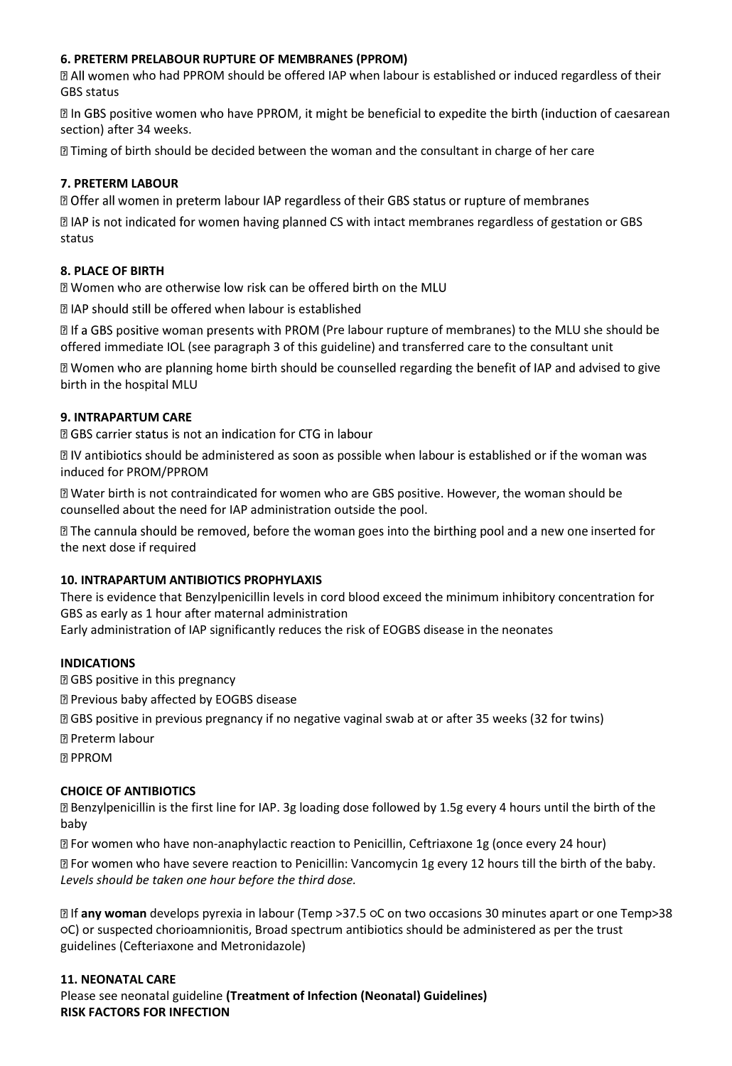### 6. PRETERM PRELABOUR RUPTURE OF MEMBRANES (PPROM)

- All women who had PPROM should be offered IAP when labour is established or induced regardless of their GBS status
- In GBS positive women who have PPROM, it might be beneficial to expedite the birth (induction of caesarean section) after 34 weeks.
- Timing of birth should be decided between the woman and the consultant in charge of her care

### 7. PRETERM LABOUR

- Offer all women in preterm labour IAP regardless of their GBS status or rupture of membranes
- IAP is not indicated for women having planned CS with intact membranes regardless of gestation or GBS status

### 8. PLACE OF BIRTH

- Women who are otherwise low risk can be offered birth on the MLU
- IAP should still be offered when labour is established
- If a GBS positive woman presents with PROM (Pre labour rupture of membranes) to the MLU she should be offered immediate IOL (see paragraph 3 of this guideline) and transferred care to the consultant unit
- Women who are planning home birth should be counselled regarding the benefit of IAP and advised to give birth in the hospital MLU

### 9. INTRAPARTUM CARE

- GBS carrier status is not an indication for CTG in labour
- IV antibiotics should be administered as soon as possible when labour is established or if the woman was induced for PROM/PPROM
- Water birth is not contraindicated for women who are GBS positive. However, the woman should be counselled about the need for IAP administration outside the pool.
- The cannula should be removed, before the woman goes into the birthing pool and a new one inserted for the next dose if required

### 10. INTRAPARTUM ANTIBIOTICS PROPHYLAXIS

There is evidence that Benzylpenicillin levels in cord blood exceed the minimum inhibitory concentration for GBS as early as 1 hour after maternal administration
Early administration of IAP significantly reduces the risk of EOGBS disease in the neonates

#### INDICATIONS

- GBS positive in this pregnancy
- Previous baby affected by EOGBS disease
- GBS positive in previous pregnancy if no negative vaginal swab at or after 35 weeks (32 for twins)
- Preterm labour
- PPROM

#### CHOICE OF ANTIBIOTICS

- Benzylpenicillin is the first line for IAP. 3g loading dose followed by 1.5g every 4 hours until the birth of the baby
- For women who have non-anaphylactic reaction to Penicillin, Ceftriaxone 1g (once every 24 hour)
- For women who have severe reaction to Penicillin: Vancomycin 1g every 12 hours till the birth of the baby. *Levels should be taken one hour before the third dose.*

- If **any woman** develops pyrexia in labour (Temp >37.5 ○C on two occasions 30 minutes apart or one Temp>38 ○C) or suspected chorioamnionitis, Broad spectrum antibiotics should be administered as per the trust guidelines (Cefteriaxone and Metronidazole)

### 11. NEONATAL CARE

Please see neonatal guideline **(Treatment of Infection (Neonatal) Guidelines)**
**RISK FACTORS FOR INFECTION**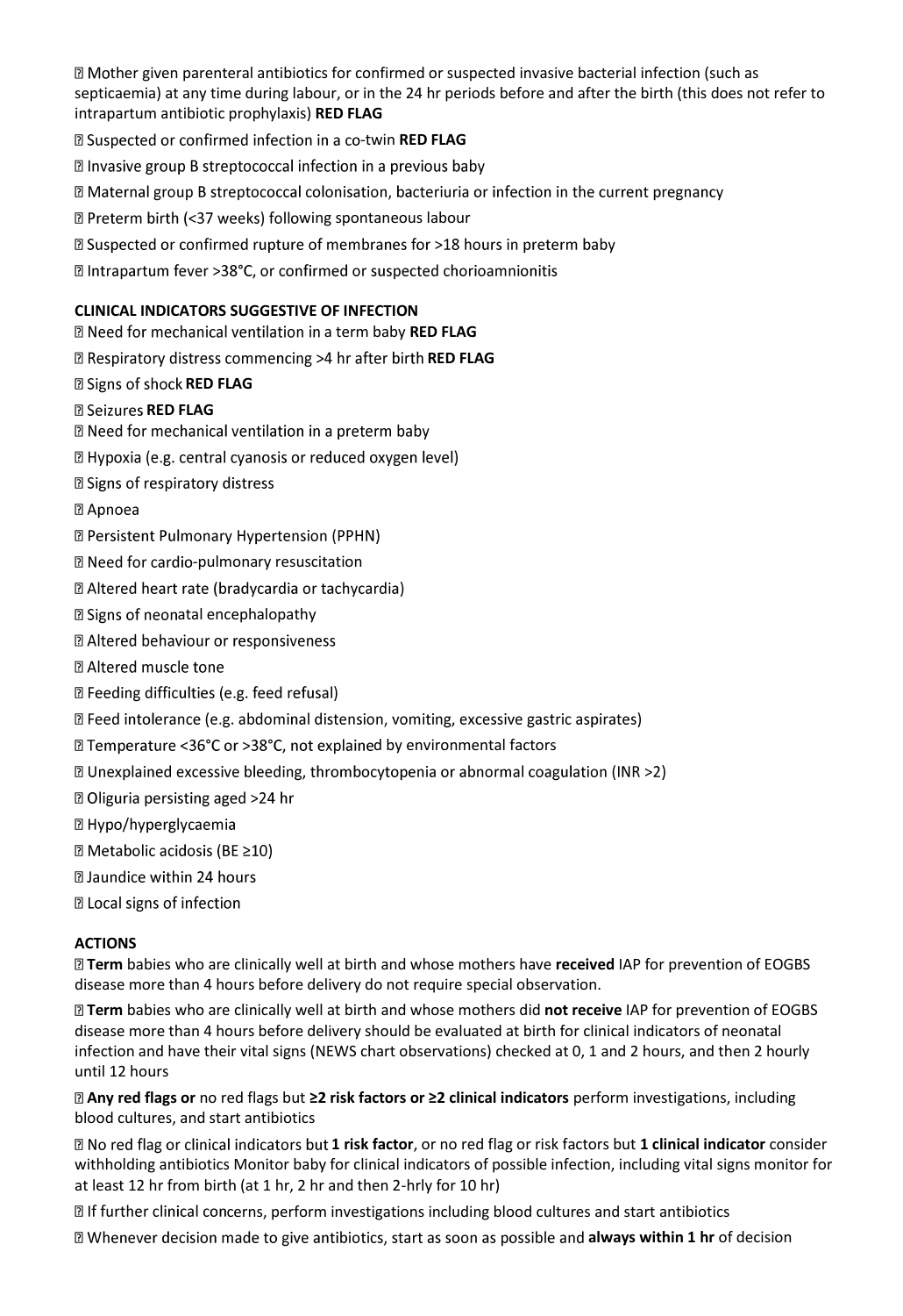- Mother given parenteral antibiotics for confirmed or suspected invasive bacterial infection (such as septicaemia) at any time during labour, or in the 24 hr periods before and after the birth (this does not refer to intrapartum antibiotic prophylaxis) **RED FLAG**
- Suspected or confirmed infection in a co-twin **RED FLAG**
- Invasive group B streptococcal infection in a previous baby
- Maternal group B streptococcal colonisation, bacteriuria or infection in the current pregnancy
- Preterm birth (<37 weeks) following spontaneous labour
- Suspected or confirmed rupture of membranes for >18 hours in preterm baby
- Intrapartum fever >38°C, or confirmed or suspected chorioamnionitis

**CLINICAL INDICATORS SUGGESTIVE OF INFECTION**

- Need for mechanical ventilation in a term baby **RED FLAG**
- Respiratory distress commencing >4 hr after birth **RED FLAG**
- Signs of shock **RED FLAG**
- Seizures **RED FLAG**
- Need for mechanical ventilation in a preterm baby
- Hypoxia (e.g. central cyanosis or reduced oxygen level)
- Signs of respiratory distress
- Apnoea
- Persistent Pulmonary Hypertension (PPHN)
- Need for cardio-pulmonary resuscitation
- Altered heart rate (bradycardia or tachycardia)
- Signs of neonatal encephalopathy
- Altered behaviour or responsiveness
- Altered muscle tone
- Feeding difficulties (e.g. feed refusal)
- Feed intolerance (e.g. abdominal distension, vomiting, excessive gastric aspirates)
- Temperature <36°C or >38°C, not explained by environmental factors
- Unexplained excessive bleeding, thrombocytopenia or abnormal coagulation (INR >2)
- Oliguria persisting aged >24 hr
- Hypo/hyperglycaemia
- Metabolic acidosis (BE ≥10)
- Jaundice within 24 hours
- Local signs of infection

**ACTIONS**

- **Term** babies who are clinically well at birth and whose mothers have **received** IAP for prevention of EOGBS disease more than 4 hours before delivery do not require special observation.
- **Term** babies who are clinically well at birth and whose mothers did **not receive** IAP for prevention of EOGBS disease more than 4 hours before delivery should be evaluated at birth for clinical indicators of neonatal infection and have their vital signs (NEWS chart observations) checked at 0, 1 and 2 hours, and then 2 hourly until 12 hours
- **Any red flags or** no red flags but **≥2 risk factors or ≥2 clinical indicators** perform investigations, including blood cultures, and start antibiotics
- No red flag or clinical indicators but **1 risk factor**, or no red flag or risk factors but **1 clinical indicator** consider withholding antibiotics Monitor baby for clinical indicators of possible infection, including vital signs monitor for at least 12 hr from birth (at 1 hr, 2 hr and then 2-hrly for 10 hr)
- If further clinical concerns, perform investigations including blood cultures and start antibiotics
- Whenever decision made to give antibiotics, start as soon as possible and **always within 1 hr** of decision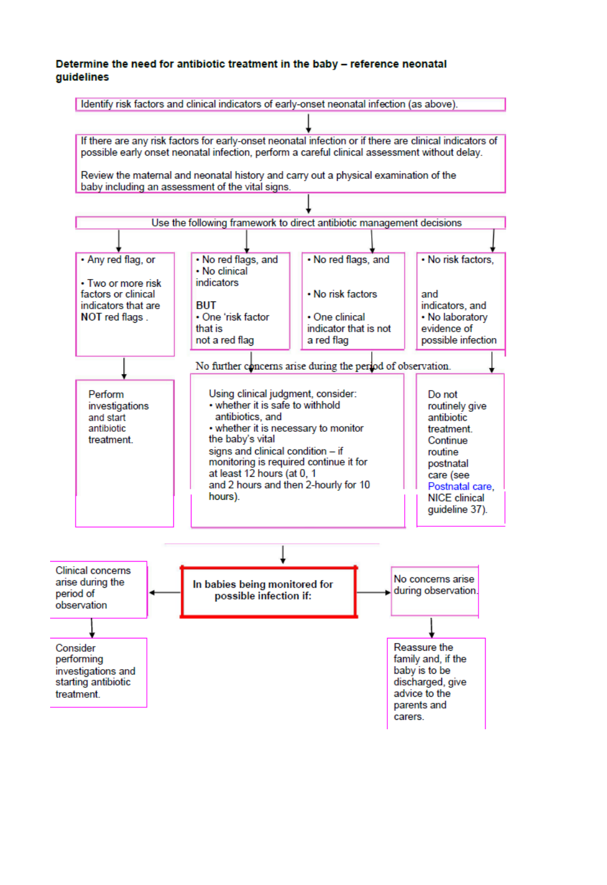**Determine the need for antibiotic treatment in the baby – reference neonatal guidelines**

Identify risk factors and clinical indicators of early-onset neonatal infection (as above).

↓

If there are any risk factors for early-onset neonatal infection or if there are clinical indicators of possible early onset neonatal infection, perform a careful clinical assessment without delay.

Review the maternal and neonatal history and carry out a physical examination of the baby including an assessment of the vital signs.

↓

Use the following framework to direct antibiotic management decisions

| | | | |
|---|---|---|---|
| • Any red flag, or<br><br>• Two or more risk factors or clinical indicators that are **NOT** red flags . | • No red flags, and<br>• No clinical indicators<br><br>BUT<br>• One 'risk factor that is not a red flag | • No red flags, and<br><br>• No risk factors<br><br>• One clinical indicator that is not a red flag | • No risk factors,<br><br>and indicators, and<br>• No laboratory evidence of possible infection |
| Perform investigations and start antibiotic treatment. | Using clinical judgment, consider:<br>• whether it is safe to withhold antibiotics, and<br>• whether it is necessary to monitor the baby's vital signs and clinical condition – if monitoring is required continue it for at least 12 hours (at 0, 1 and 2 hours and then 2-hourly for 10 hours). | | Do not routinely give antibiotic treatment. Continue routine postnatal care (see Postnatal care, NICE clinical guideline 37). |

No further concerns arise during the period of observation.

↓

**In babies being monitored for possible infection if:**

- Clinical concerns arise during the period of observation → Consider performing investigations and starting antibiotic treatment.
- No concerns arise during observation. → Reassure the family and, if the baby is to be discharged, give advice to the parents and carers.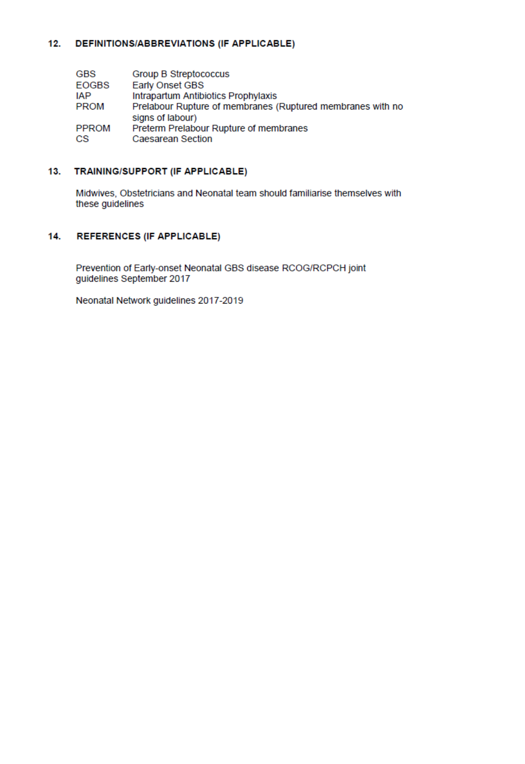## 12. DEFINITIONS/ABBREVIATIONS (IF APPLICABLE)

| | |
|---|---|
| GBS | Group B Streptococcus |
| EOGBS | Early Onset GBS |
| IAP | Intrapartum Antibiotics Prophylaxis |
| PROM | Prelabour Rupture of membranes (Ruptured membranes with no signs of labour) |
| PPROM | Preterm Prelabour Rupture of membranes |
| CS | Caesarean Section |

## 13. TRAINING/SUPPORT (IF APPLICABLE)

Midwives, Obstetricians and Neonatal team should familiarise themselves with these guidelines

## 14. REFERENCES (IF APPLICABLE)

Prevention of Early-onset Neonatal GBS disease RCOG/RCPCH joint guidelines September 2017

Neonatal Network guidelines 2017-2019